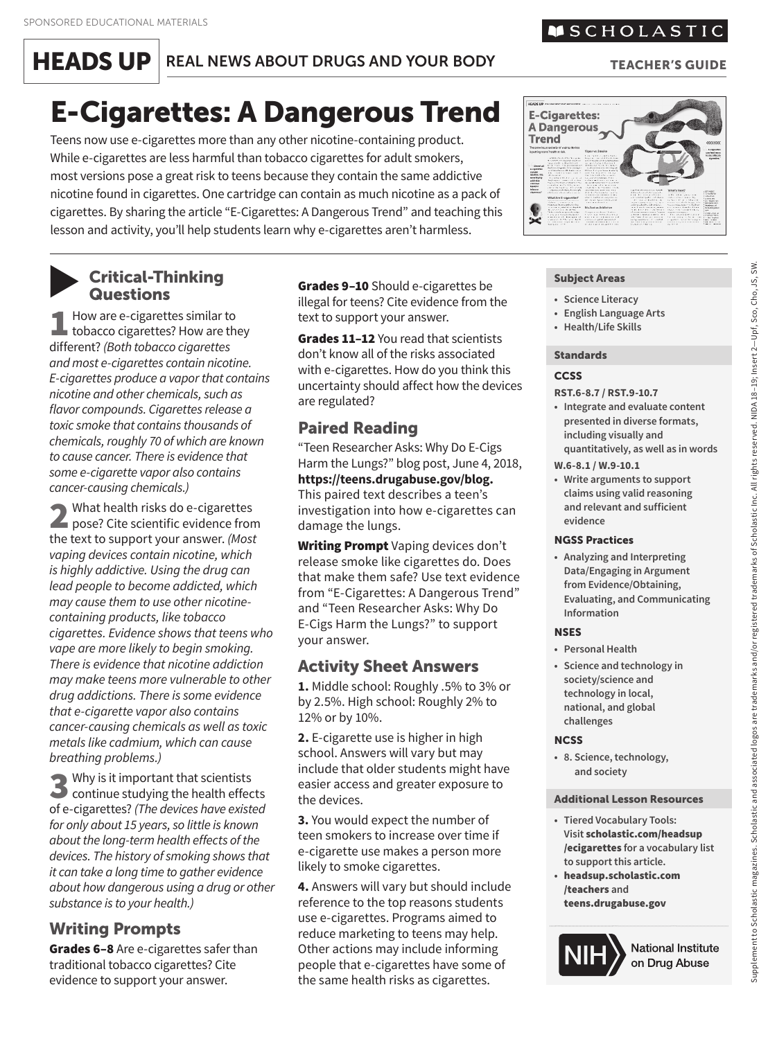SPONSORED EDUCATIONAL MATERIALS

SCHOLASTIC

# HEADS UP REAL NEWS ABOUT DRUGS AND YOUR BODY

TEACHER'S GUIDE

# E-Cigarettes: A Dangerous Trend

Teens now use e-cigarettes more than any other nicotine-containing product. While e-cigarettes are less harmful than tobacco cigarettes for adult smokers, most versions pose a great risk to teens because they contain the same addictive nicotine found in cigarettes. One cartridge can contain as much nicotine as a pack of cigarettes. By sharing the article "E-Cigarettes: A Dangerous Trend" and teaching this lesson and activity, you'll help students learn why e-cigarettes aren't harmless.

## Critical-Thinking Questions

**1** How are e-cigarettes similar to tobacco cigarettes? How are they different? *(Both tobacco cigarettes and most e-cigarettes contain nicotine. E-cigarettes produce a vapor that contains nicotine and other chemicals, such as flavor compounds. Cigarettes release a toxic smoke that contains thousands of chemicals, roughly 70 of which are known to cause cancer. There is evidence that some e-cigarette vapor also contains cancer-causing chemicals.)*

**2** What health risks do e-cigarettes pose? Cite scientific evidence from the text to support your answer. *(Most vaping devices contain nicotine, which is highly addictive. Using the drug can lead people to become addicted, which may cause them to use other nicotine-containing products, like tobacco cigarettes. Evidence shows that teens who vape are more likely to begin smoking. There is evidence that nicotine addiction may make teens more vulnerable to other drug addictions. There is some evidence that e-cigarette vapor also contains cancer-causing chemicals as well as toxic metals like cadmium, which can cause breathing problems.)*

**3** Why is it important that scientists continue studying the health effects of e-cigarettes? *(The devices have existed for only about 15 years, so little is known about the long-term health effects of the devices. The history of smoking shows that it can take a long time to gather evidence about how dangerous using a drug or other substance is to your health.)*

## Writing Prompts

**Grades 6–8** Are e-cigarettes safer than traditional tobacco cigarettes? Cite evidence to support your answer.

**Grades 9–10** Should e-cigarettes be illegal for teens? Cite evidence from the text to support your answer.

**Grades 11–12** You read that scientists don't know all of the risks associated with e-cigarettes. How do you think this uncertainty should affect how the devices are regulated?

## Paired Reading

"Teen Researcher Asks: Why Do E-Cigs Harm the Lungs?" blog post, June 4, 2018, **https://teens.drugabuse.gov/blog.** This paired text describes a teen's investigation into how e-cigarettes can damage the lungs.

**Writing Prompt** Vaping devices don't release smoke like cigarettes do. Does that make them safe? Use text evidence from "E-Cigarettes: A Dangerous Trend" and "Teen Researcher Asks: Why Do E-Cigs Harm the Lungs?" to support your answer.

## Activity Sheet Answers

**1.** Middle school: Roughly .5% to 3% or by 2.5%. High school: Roughly 2% to 12% or by 10%.

**2.** E-cigarette use is higher in high school. Answers will vary but may include that older students might have easier access and greater exposure to the devices.

**3.** You would expect the number of teen smokers to increase over time if e-cigarette use makes a person more likely to smoke cigarettes.

**4.** Answers will vary but should include reference to the top reasons students use e-cigarettes. Programs aimed to reduce marketing to teens may help. Other actions may include informing people that e-cigarettes have some of the same health risks as cigarettes.

### Subject Areas

- Science Literacy
- English Language Arts
- Health/Life Skills

### Standards

**CCSS**

**RST.6-8.7 / RST.9-10.7**

- Integrate and evaluate content presented in diverse formats, including visually and quantitatively, as well as in words

**W.6-8.1 / W.9-10.1**

- Write arguments to support claims using valid reasoning and relevant and sufficient evidence

**NGSS Practices**

- Analyzing and Interpreting Data/Engaging in Argument from Evidence/Obtaining, Evaluating, and Communicating Information

**NSES**

- Personal Health
- Science and technology in society/science and technology in local, national, and global challenges

**NCSS**

- 8. Science, technology, and society

### Additional Lesson Resources

- Tiered Vocabulary Tools: Visit **scholastic.com/headsup/ecigarettes** for a vocabulary list to support this article.
- **headsup.scholastic.com/teachers** and **teens.drugabuse.gov**

NIH National Institute on Drug Abuse

Supplement to Scholastic magazines. Scholastic and associated logos are trademarks and/or registered trademarks of Scholastic Inc. All rights reserved. NIDA 18–19; Insert 2—Upf, Sco, Cho, JS, SW.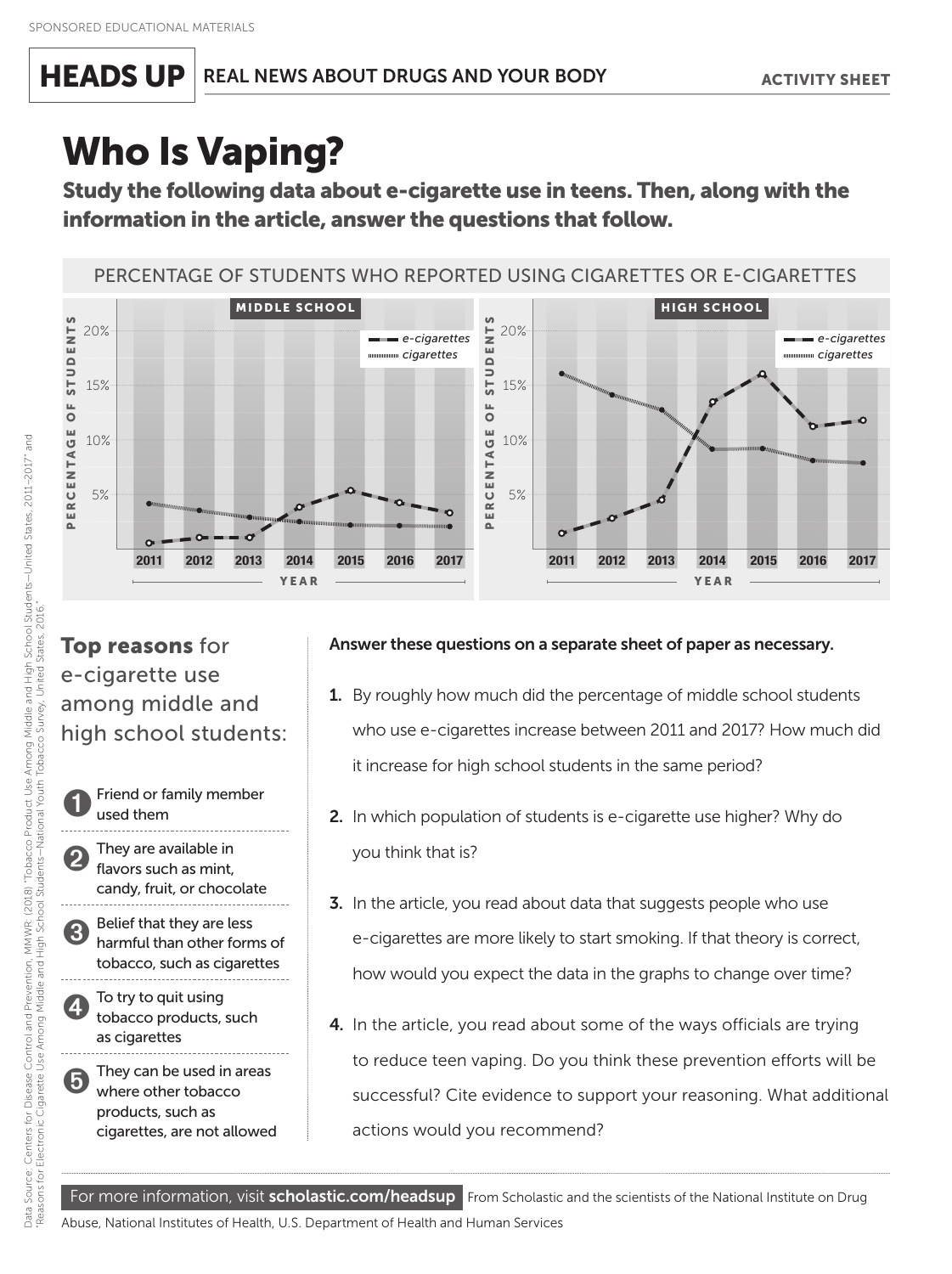SPONSORED EDUCATIONAL MATERIALS

**HEADS UP** REAL NEWS ABOUT DRUGS AND YOUR BODY

ACTIVITY SHEET

# Who Is Vaping?

**Study the following data about e-cigarette use in teens. Then, along with the information in the article, answer the questions that follow.**

PERCENTAGE OF STUDENTS WHO REPORTED USING CIGARETTES OR E-CIGARETTES

MIDDLE SCHOOL

PERCENTAGE OF STUDENTS

20%
15%
10%
5%

e-cigarettes
cigarettes

2011 2012 2013 2014 2015 2016 2017

YEAR

HIGH SCHOOL

PERCENTAGE OF STUDENTS

20%
15%
10%
5%

e-cigarettes
cigarettes

2011 2012 2013 2014 2015 2016 2017

YEAR

## Top reasons for e-cigarette use among middle and high school students:

1. Friend or family member used them
2. They are available in flavors such as mint, candy, fruit, or chocolate
3. Belief that they are less harmful than other forms of tobacco, such as cigarettes
4. To try to quit using tobacco products, such as cigarettes
5. They can be used in areas where other tobacco products, such as cigarettes, are not allowed

**Answer these questions on a separate sheet of paper as necessary.**

1. By roughly how much did the percentage of middle school students who use e-cigarettes increase between 2011 and 2017? How much did it increase for high school students in the same period?

2. In which population of students is e-cigarette use higher? Why do you think that is?

3. In the article, you read about data that suggests people who use e-cigarettes are more likely to start smoking. If that theory is correct, how would you expect the data in the graphs to change over time?

4. In the article, you read about some of the ways officials are trying to reduce teen vaping. Do you think these prevention efforts will be successful? Cite evidence to support your reasoning. What additional actions would you recommend?

Data Source: Centers for Disease Control and Prevention, MMWR: (2018) "Tobacco Product Use Among Middle and High School Students—United States, 2011–2017" and "Reasons for Electronic Cigarette Use Among Middle and High School Students—National Youth Tobacco Survey, United States, 2016."

For more information, visit **scholastic.com/headsup** From Scholastic and the scientists of the National Institute on Drug Abuse, National Institutes of Health, U.S. Department of Health and Human Services